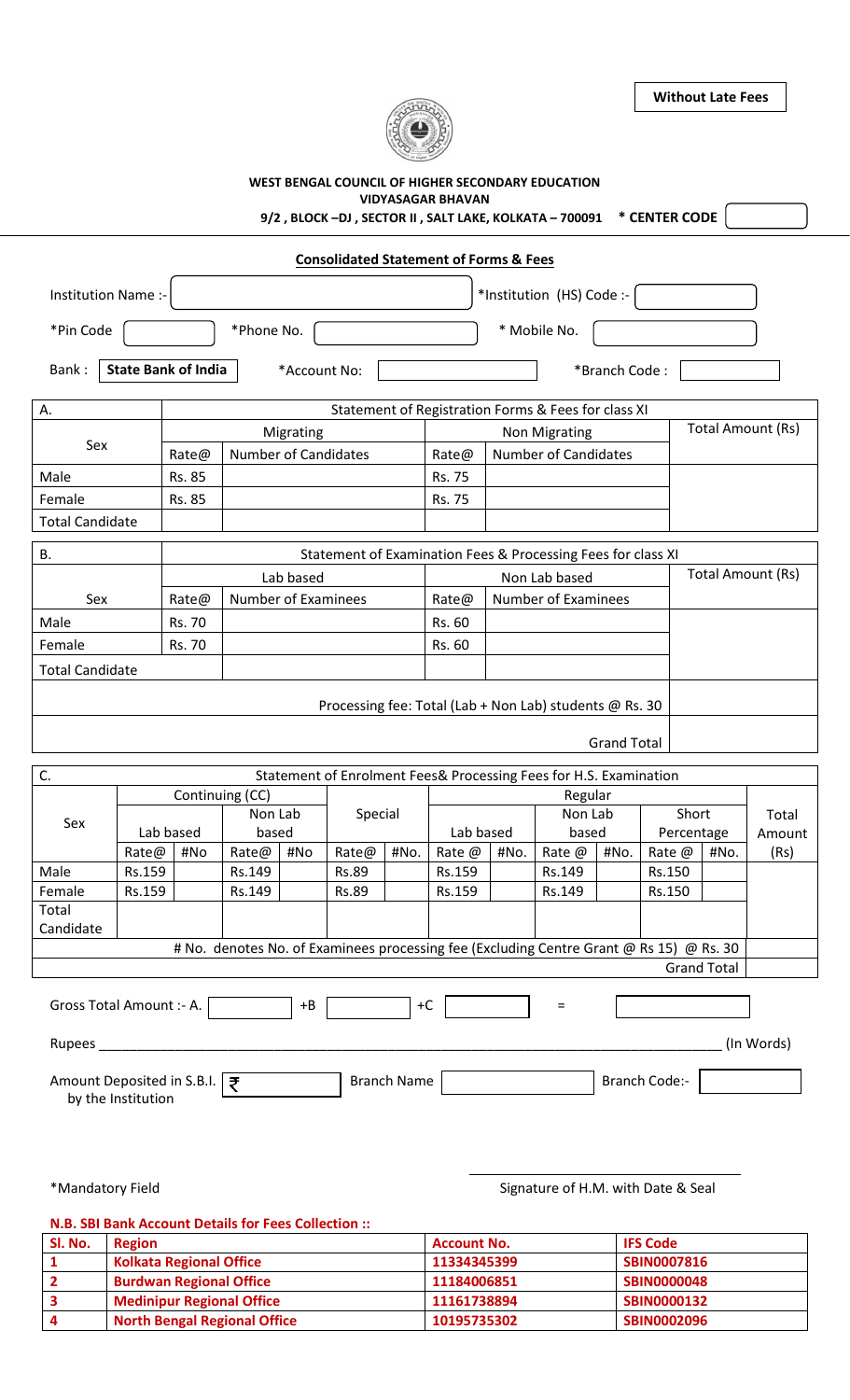**Without Late Fees**

**WEST BENGAL COUNCIL OF HIGHER SECONDARY EDUCATION**
**VIDYASAGAR BHAVAN**
**9/2 , BLOCK –DJ , SECTOR II , SALT LAKE, KOLKATA – 700091** **\* CENTER CODE** ______

## Consolidated Statement of Forms & Fees

Institution Name :- ______ *Institution (HS) Code :- ______

*Pin Code ______ *Phone No. ______ * Mobile No. ______

Bank : **State Bank of India** *Account No: ______ *Branch Code : ______

| A. | Statement of Registration Forms & Fees for class XI | | | | |
|---|---|---|---|---|---|
| Sex | Migrating | | Non Migrating | | Total Amount (Rs) |
| | Rate@ | Number of Candidates | Rate@ | Number of Candidates | |
| Male | Rs. 85 | | Rs. 75 | | |
| Female | Rs. 85 | | Rs. 75 | | |
| Total Candidate | | | | | |

| B. | Statement of Examination Fees & Processing Fees for class XI | | | | |
|---|---|---|---|---|---|
| Sex | Lab based | | Non Lab based | | Total Amount (Rs) |
| | Rate@ | Number of Examinees | Rate@ | Number of Examinees | |
| Male | Rs. 70 | | Rs. 60 | | |
| Female | Rs. 70 | | Rs. 60 | | |
| Total Candidate | | | | | |
| Processing fee: Total (Lab + Non Lab) students @ Rs. 30 | | | | | |
| Grand Total | | | | | |

| C. | Statement of Enrolment Fees& Processing Fees for H.S. Examination | | | | | | | | | | | | | | |
|---|---|---|---|---|---|---|---|---|---|---|---|---|---|---|---|
| Sex | Continuing (CC) | | | | | | Regular | | | | | | Total Amount (Rs) |
| | Lab based | | Non Lab based | | Special | | Lab based | | Non Lab based | | Short Percentage | | |
| | Rate@ | #No | Rate@ | #No | Rate@ | #No. | Rate @ | #No. | Rate @ | #No. | Rate @ | #No. | |
| Male | Rs.159 | | Rs.149 | | Rs.89 | | Rs.159 | | Rs.149 | | Rs.150 | | |
| Female | Rs.159 | | Rs.149 | | Rs.89 | | Rs.159 | | Rs.149 | | Rs.150 | | |
| Total Candidate | | | | | | | | | | | | | |
| # No. denotes No. of Examinees processing fee (Excluding Centre Grant @ Rs 15) @ Rs. 30 | | | | | | | | | | | | | |
| Grand Total | | | | | | | | | | | | | |

Gross Total Amount :- A. ______ +B ______ +C ______ = ______

Rupees ________________________________________________ (In Words)

Amount Deposited in S.B.I. by the Institution ₹ ______ Branch Name ______ Branch Code:- ______

*Mandatory Field

Signature of H.M. with Date & Seal

**N.B. SBI Bank Account Details for Fees Collection ::**

| Sl. No. | Region | Account No. | IFS Code |
|---|---|---|---|
| 1 | Kolkata Regional Office | 11334345399 | SBIN0007816 |
| 2 | Burdwan Regional Office | 11184006851 | SBIN0000048 |
| 3 | Medinipur Regional Office | 11161738894 | SBIN0000132 |
| 4 | North Bengal Regional Office | 10195735302 | SBIN0002096 |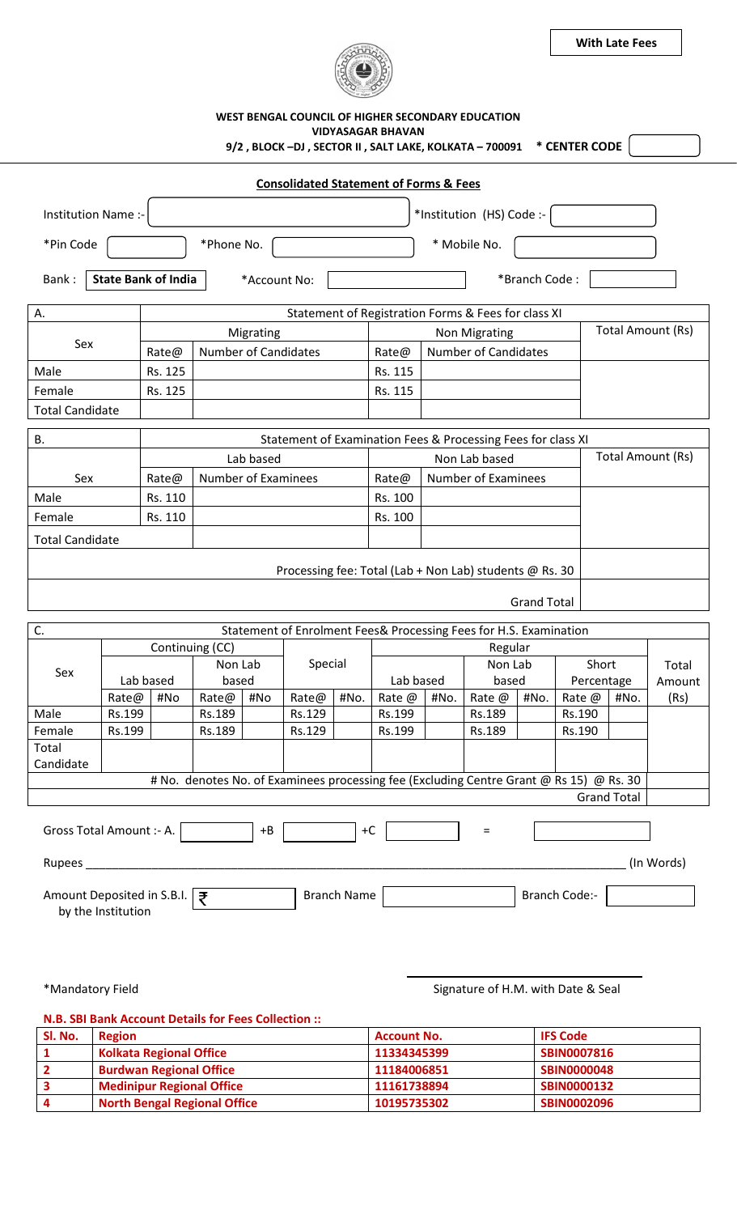**With Late Fees**

**WEST BENGAL COUNCIL OF HIGHER SECONDARY EDUCATION**
**VIDYASAGAR BHAVAN**
**9/2 , BLOCK –DJ , SECTOR II , SALT LAKE, KOLKATA – 700091** **\* CENTER CODE** 

## Consolidated Statement of Forms & Fees

Institution Name :- *Institution (HS) Code :-

*Pin Code *Phone No. * Mobile No.

Bank : **State Bank of India** *Account No: *Branch Code :

| A. | Statement of Registration Forms & Fees for class XI | | | | |
|---|---|---|---|---|---|
| Sex | Migrating | | Non Migrating | | Total Amount (Rs) |
| | Rate@ | Number of Candidates | Rate@ | Number of Candidates | |
| Male | Rs. 125 | | Rs. 115 | | |
| Female | Rs. 125 | | Rs. 115 | | |
| Total Candidate | | | | | |

| B. | Statement of Examination Fees & Processing Fees for class XI | | | | |
|---|---|---|---|---|---|
| | Lab based | | Non Lab based | | Total Amount (Rs) |
| Sex | Rate@ | Number of Examinees | Rate@ | Number of Examinees | |
| Male | Rs. 110 | | Rs. 100 | | |
| Female | Rs. 110 | | Rs. 100 | | |
| Total Candidate | | | | | |
| Processing fee: Total (Lab + Non Lab) students @ Rs. 30 | | | | | |
| Grand Total | | | | | |

| C. | Statement of Enrolment Fees& Processing Fees for H.S. Examination | | | | | | | | | | | | | |
|---|---|---|---|---|---|---|---|---|---|---|---|---|---|---|
| Sex | Continuing (CC) | | | | Special | | Regular | | | | | | Total Amount (Rs) |
| | Lab based | | Non Lab based | | | | Lab based | | Non Lab based | | Short Percentage | | |
| | Rate@ | #No | Rate@ | #No | Rate@ | #No. | Rate @ | #No. | Rate @ | #No. | Rate @ | #No. | |
| Male | Rs.199 | | Rs.189 | | Rs.129 | | Rs.199 | | Rs.189 | | Rs.190 | | |
| Female | Rs.199 | | Rs.189 | | Rs.129 | | Rs.199 | | Rs.189 | | Rs.190 | | |
| Total Candidate | | | | | | | | | | | | | |
| # No. denotes No. of Examinees processing fee (Excluding Centre Grant @ Rs 15) @ Rs. 30 | | | | | | | | | | | | | |
| Grand Total | | | | | | | | | | | | | |

Gross Total Amount :- A. +B +C =

Rupees ____________________________________________________________ (In Words)

Amount Deposited in S.B.I. by the Institution ₹ Branch Name Branch Code:-

*Mandatory Field

Signature of H.M. with Date & Seal

**N.B. SBI Bank Account Details for Fees Collection ::**

| Sl. No. | Region | Account No. | IFS Code |
|---|---|---|---|
| 1 | Kolkata Regional Office | 11334345399 | SBIN0007816 |
| 2 | Burdwan Regional Office | 11184006851 | SBIN0000048 |
| 3 | Medinipur Regional Office | 11161738894 | SBIN0000132 |
| 4 | North Bengal Regional Office | 10195735302 | SBIN0002096 |